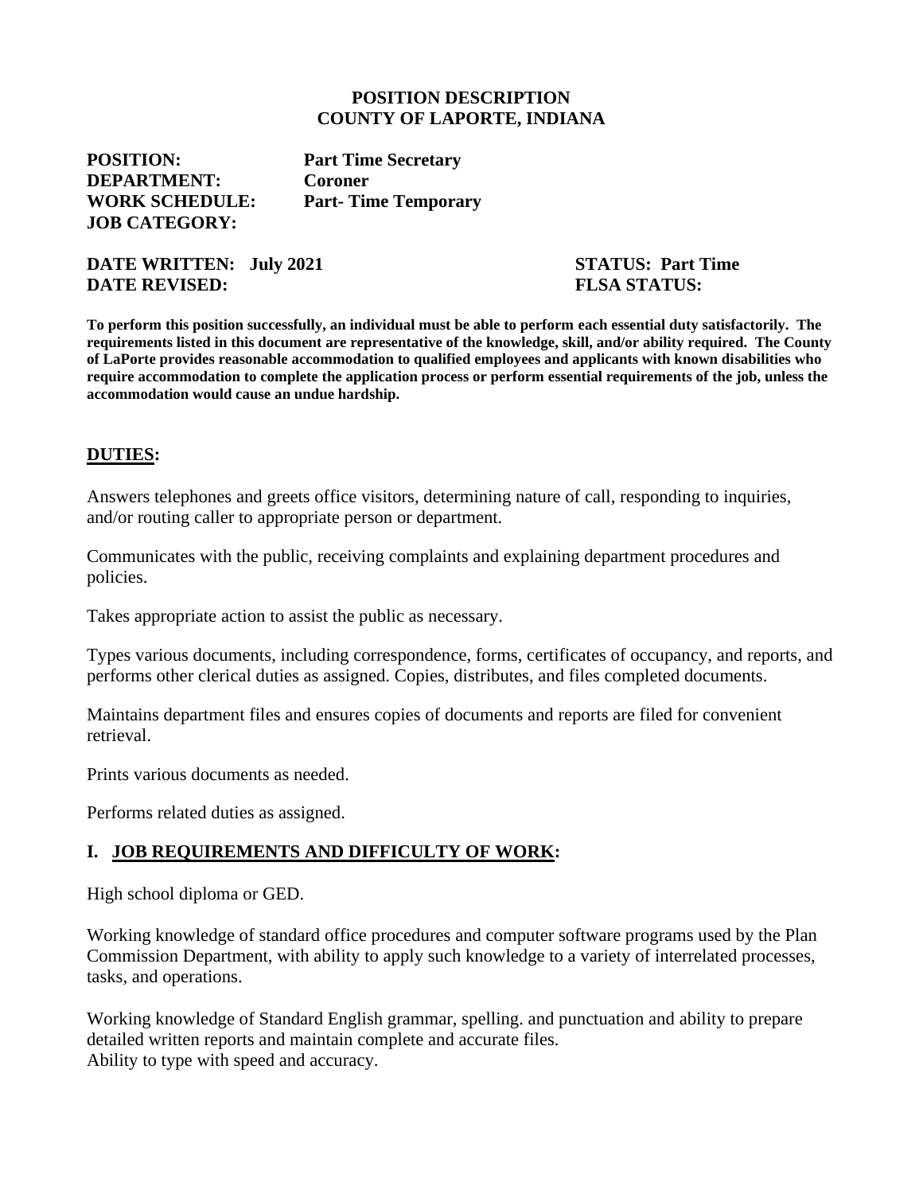**POSITION DESCRIPTION**
**COUNTY OF LAPORTE, INDIANA**

**POSITION:** **Part Time Secretary**
**DEPARTMENT:** **Coroner**
**WORK SCHEDULE:** **Part- Time Temporary**
**JOB CATEGORY:**

**DATE WRITTEN: July 2021** **STATUS: Part Time**
**DATE REVISED:** **FLSA STATUS:**

**To perform this position successfully, an individual must be able to perform each essential duty satisfactorily. The requirements listed in this document are representative of the knowledge, skill, and/or ability required. The County of LaPorte provides reasonable accommodation to qualified employees and applicants with known disabilities who require accommodation to complete the application process or perform essential requirements of the job, unless the accommodation would cause an undue hardship.**

## DUTIES:

Answers telephones and greets office visitors, determining nature of call, responding to inquiries, and/or routing caller to appropriate person or department.

Communicates with the public, receiving complaints and explaining department procedures and policies.

Takes appropriate action to assist the public as necessary.

Types various documents, including correspondence, forms, certificates of occupancy, and reports, and performs other clerical duties as assigned. Copies, distributes, and files completed documents.

Maintains department files and ensures copies of documents and reports are filed for convenient retrieval.

Prints various documents as needed.

Performs related duties as assigned.

## I. JOB REQUIREMENTS AND DIFFICULTY OF WORK:

High school diploma or GED.

Working knowledge of standard office procedures and computer software programs used by the Plan Commission Department, with ability to apply such knowledge to a variety of interrelated processes, tasks, and operations.

Working knowledge of Standard English grammar, spelling. and punctuation and ability to prepare detailed written reports and maintain complete and accurate files.
Ability to type with speed and accuracy.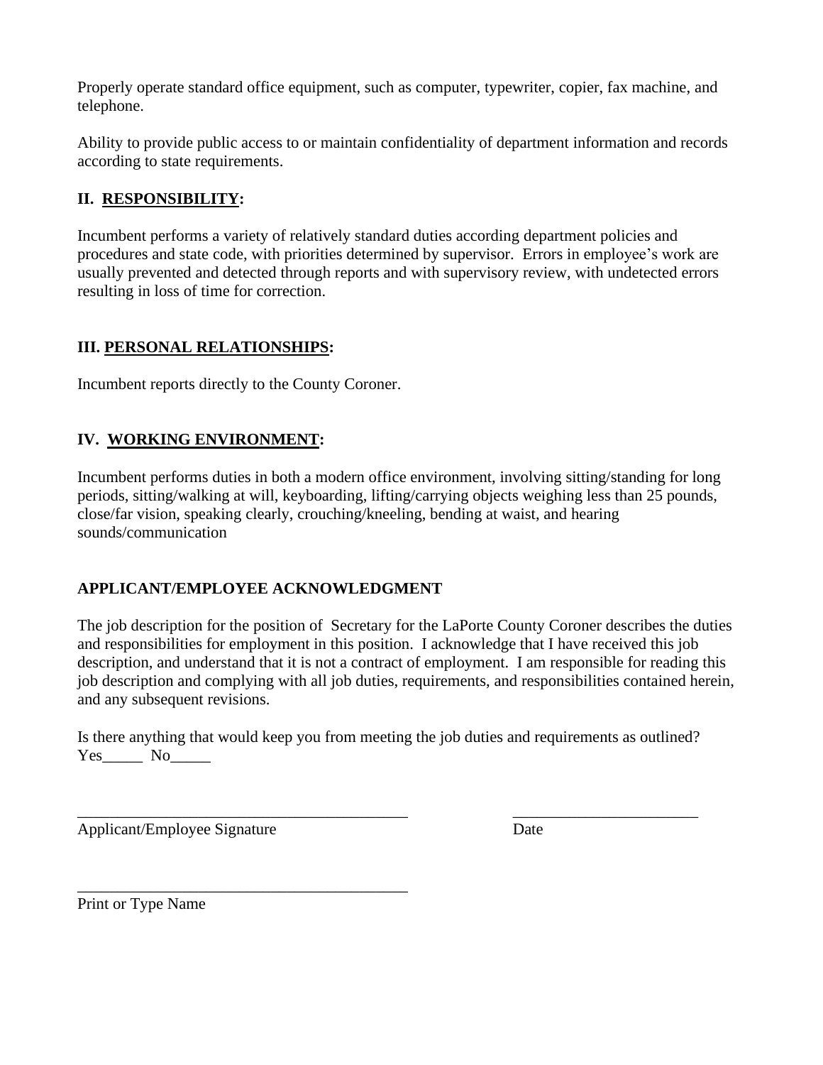Properly operate standard office equipment, such as computer, typewriter, copier, fax machine, and telephone.

Ability to provide public access to or maintain confidentiality of department information and records according to state requirements.

## II. RESPONSIBILITY:

Incumbent performs a variety of relatively standard duties according department policies and procedures and state code, with priorities determined by supervisor. Errors in employee's work are usually prevented and detected through reports and with supervisory review, with undetected errors resulting in loss of time for correction.

## III. PERSONAL RELATIONSHIPS:

Incumbent reports directly to the County Coroner.

## IV. WORKING ENVIRONMENT:

Incumbent performs duties in both a modern office environment, involving sitting/standing for long periods, sitting/walking at will, keyboarding, lifting/carrying objects weighing less than 25 pounds, close/far vision, speaking clearly, crouching/kneeling, bending at waist, and hearing sounds/communication

## APPLICANT/EMPLOYEE ACKNOWLEDGMENT

The job description for the position of Secretary for the LaPorte County Coroner describes the duties and responsibilities for employment in this position. I acknowledge that I have received this job description, and understand that it is not a contract of employment. I am responsible for reading this job description and complying with all job duties, requirements, and responsibilities contained herein, and any subsequent revisions.

Is there anything that would keep you from meeting the job duties and requirements as outlined?
Yes_____ No_____

___________________________________________ ________________________
Applicant/Employee Signature Date

___________________________________________
Print or Type Name